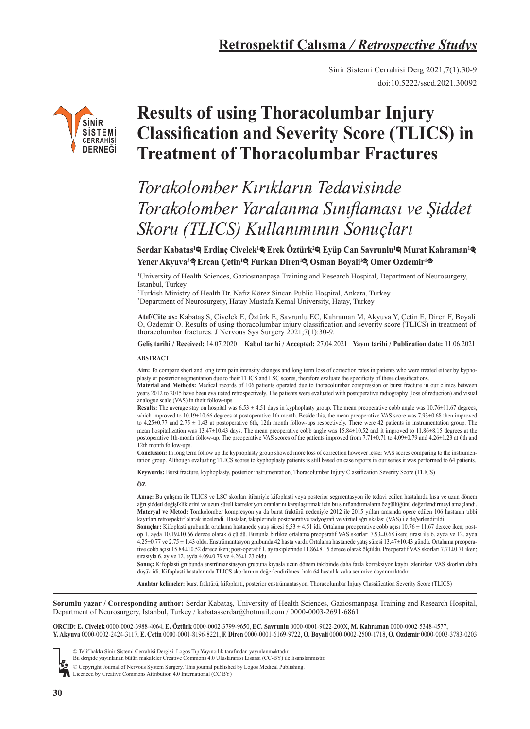**Retrospektif Çalışma / *Retrospective Studys***

doi:10.5222/sscd.2021.30092

# Results of using Thoracolumbar Injury Classification and Severity Score (TLICS) in Treatment of Thoracolumbar Fractures

# *Torakolomber Kırıkların Tedavisinde Torakolomber Yaralanma Sınıflaması ve Şiddet Skoru (TLICS) Kullanımının Sonuçları*

**Serdar Kabatas[1], Erdinç Civelek[1], Erek Öztürk[2], Eyüp Can Savrunlu[1], Murat Kahraman[1], Yener Akyuva[3], Ercan Çetin[1], Furkan Diren[1], Osman Boyali[1], Omer Ozdemir[1]**

[1]University of Health Sciences, Gaziosmanpaşa Training and Research Hospital, Department of Neurosurgery, Istanbul, Turkey

[2]Turkish Ministry of Health Dr. Nafiz Körez Sincan Public Hospital, Ankara, Turkey

[3]Department of Neurosurgery, Hatay Mustafa Kemal University, Hatay, Turkey

**Atıf/Cite as:** Kabataş S, Civelek E, Öztürk E, Savrunlu EC, Kahraman M, Akyuva Y, Çetin E, Diren F, Boyali O, Ozdemir O. Results of using thoracolumbar injury classification and severity score (TLICS) in treatment of thoracolumbar fractures. J Nervous Sys Surgery 2021;7(1):30-9.

**Geliş tarihi / Received:** 14.07.2020 **Kabul tarihi / Accepted:** 27.04.2021 **Yayın tarihi / Publication date:** 11.06.2021

### ABSTRACT

**Aim:** To compare short and long term pain intensity changes and long term loss of correction rates in patients who were treated either by kyphoplasty or posterior segmentation due to their TLICS and LSC scores, therefore evaluate the specificity of these classifications.

**Material and Methods:** Medical records of 106 patients operated due to thoracolumbar compression or burst fracture in our clinics between years 2012 to 2015 have been evaluated retrospectively. The patients were evaluated with postoperative radiography (loss of reduction) and visual analogue scale (VAS) in their follow-ups.

**Results:** The average stay on hospital was 6.53 ± 4.51 days in kyphoplasty group. The mean preoperative cobb angle was 10.76±11.67 degrees, which improved to 10.19±10.66 degrees at postoperative 1th month. Beside this, the mean preoperative VAS score was 7.93±0.68 then improved to 4.25±0.77 and 2.75 ± 1.43 at postoperative 6th, 12th month follow-ups respectively. There were 42 patients in instrumentation group. The mean hospitalization was 13.47±10.43 days. The mean preoperative cobb angle was 15.84±10.52 and it improved to 11.86±8.15 degrees at the postoperative 1th-month follow-up. The preoperative VAS scores of the patients improved from 7.71±0.71 to 4.09±0.79 and 4.26±1.23 at 6th and 12th month follow-ups.

**Conclusion:** In long term follow up the kyphoplasty group showed more loss of correction however lesser VAS scores comparing to the instrumentation group. Although evaluating TLICS scores to kyphoplasty patients is still based on case reports in our series it was performed to 64 patients.

**Keywords:** Burst fracture, kyphoplasty, posterior instrumentation, Thoracolumbar Injury Classification Severity Score (TLICS)

### ÖZ

**Amaç:** Bu çalışma ile TLICS ve LSC skorları itibariyle kifoplasti veya posterior segmentasyon ile tedavi edilen hastalarda kısa ve uzun dönem ağrı şiddeti değişikliklerini ve uzun süreli korreksiyon oranlarını karşılaştırmak için bu sınıflandırmaların özgüllüğünü değerlendirmeyi amaçlandı.

**Materyal ve Metod:** Torakolomber kompresyon ya da burst fraktürü nedeniyle 2012 ile 2015 yılları arasında opere edilen 106 hastanın tıbbi kayıtları retrospektif olarak incelendi. Hastalar, takiplerinde postoperative radyografi ve vizüel ağrı skalası (VAS) ile değerlendirildi.

**Sonuçlar:** Kifoplasti grubunda ortalama hastanede yatış süresi 6,53 ± 4.51 idi. Ortalama preoperative cobb açısı 10.76 ± 11.67 derece iken; post-op 1. ayda 10.19±10.66 derece olarak ölçüldü. Bununla birlikte ortalama preoperatif VAS skorları 7.93±0.68 iken; sırası ile 6. ayda ve 12. ayda 4.25±0.77 ve 2.75 ± 1.43 oldu. Enstrümantasyon grubunda 42 hasta vardı. Ortalama hastanede yatış süresi 13.47±10.43 gündü. Ortalama preoperative cobb açısı 15.84±10.52 derece iken; post-operatif 1. ay takiplerinde 11.86±8.15 derece olarak ölçüldü. Preoperatif VAS skorları 7.71±0.71 iken; sırasıyla 6. ay ve 12. ayda 4.09±0.79 ve 4.26±1.23 oldu.

**Sonuç:** Kifoplasti grubunda enstrümanstasyon grubuna kıyasla uzun dönem takibinde daha fazla korreksiyon kaybı izlenirken VAS skorları daha düşük idi. Kifoplasti hastalarında TLICS skorlarının değerlendirilmesi hala 64 hastalık vaka serimize dayanmaktadır.

**Anahtar kelimeler:** burst fraktürü, kifoplasti, posterior enstrümantasyon, Thoracolumbar Injury Classification Severity Score (TLICS)

**Sorumlu yazar / Corresponding author:** Serdar Kabataş, University of Health Sciences, Gaziosmanpaşa Training and Research Hospital, Department of Neurosurgery, Istanbul, Turkey / kabatasserdar@hotmail.com / 0000-0003-2691-6861

**ORCID: E. Civelek** 0000-0002-3988-4064, **E. Öztürk** 0000-0002-3799-9650, **EC. Savrunlu** 0000-0001-9022-200X, **M. Kahraman** 0000-0002-5348-4577, **Y. Akyuva** 0000-0002-2424-3117, **E. Çetin** 0000-0001-8196-8221, **F. Diren** 0000-0001-6169-9722, **O. Boyali** 0000-0002-2500-1718, **O. Ozdemir** 0000-0003-3783-0203

© Telif hakkı Sinir Sistemi Cerrahisi Dergisi. Logos Tıp Yayıncılık tarafından yayınlanmaktadır.
Bu dergide yayınlanan bütün makaleler Creative Commons 4.0 Uluslararası Lisansı (CC-BY) ile lisanslanmıştır.

© Copyright Journal of Nervous System Surgery. This journal published by Logos Medical Publishing.
Licenced by Creative Commons Attribution 4.0 International (CC BY)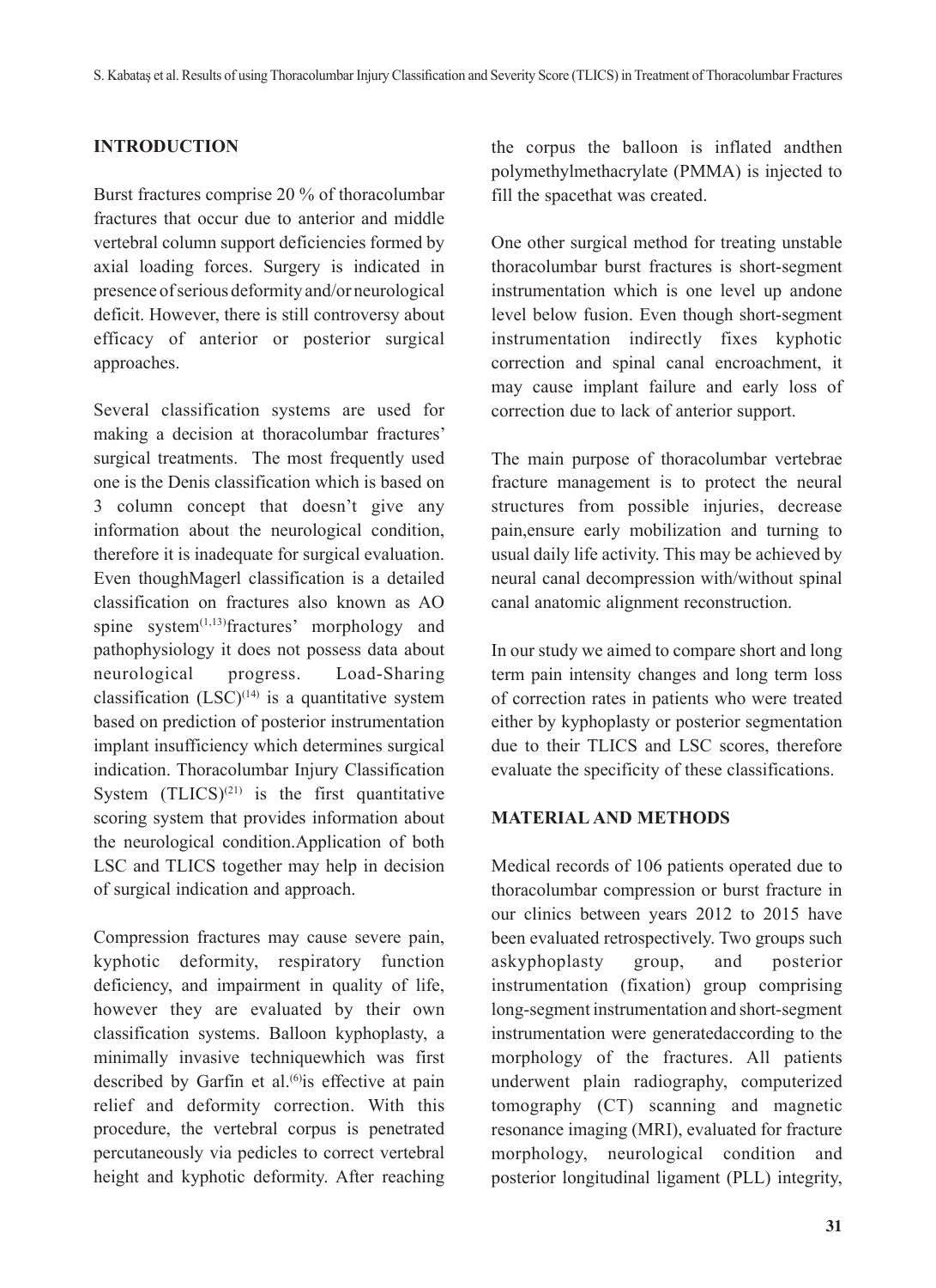## INTRODUCTION

Burst fractures comprise 20 % of thoracolumbar fractures that occur due to anterior and middle vertebral column support deficiencies formed by axial loading forces. Surgery is indicated in presence of serious deformity and/or neurological deficit. However, there is still controversy about efficacy of anterior or posterior surgical approaches.

Several classification systems are used for making a decision at thoracolumbar fractures' surgical treatments. The most frequently used one is the Denis classification which is based on 3 column concept that doesn't give any information about the neurological condition, therefore it is inadequate for surgical evaluation. Even thoughMagerl classification is a detailed classification on fractures also known as AO spine system[1,13]fractures' morphology and pathophysiology it does not possess data about neurological progress. Load-Sharing classification (LSC)[14] is a quantitative system based on prediction of posterior instrumentation implant insufficiency which determines surgical indication. Thoracolumbar Injury Classification System (TLICS)[21] is the first quantitative scoring system that provides information about the neurological condition.Application of both LSC and TLICS together may help in decision of surgical indication and approach.

Compression fractures may cause severe pain, kyphotic deformity, respiratory function deficiency, and impairment in quality of life, however they are evaluated by their own classification systems. Balloon kyphoplasty, a minimally invasive techniquewhich was first described by Garfin et al.[6]is effective at pain relief and deformity correction. With this procedure, the vertebral corpus is penetrated percutaneously via pedicles to correct vertebral height and kyphotic deformity. After reaching the corpus the balloon is inflated andthen polymethylmethacrylate (PMMA) is injected to fill the spacethat was created.

One other surgical method for treating unstable thoracolumbar burst fractures is short-segment instrumentation which is one level up andone level below fusion. Even though short-segment instrumentation indirectly fixes kyphotic correction and spinal canal encroachment, it may cause implant failure and early loss of correction due to lack of anterior support.

The main purpose of thoracolumbar vertebrae fracture management is to protect the neural structures from possible injuries, decrease pain,ensure early mobilization and turning to usual daily life activity. This may be achieved by neural canal decompression with/without spinal canal anatomic alignment reconstruction.

In our study we aimed to compare short and long term pain intensity changes and long term loss of correction rates in patients who were treated either by kyphoplasty or posterior segmentation due to their TLICS and LSC scores, therefore evaluate the specificity of these classifications.

## MATERIAL AND METHODS

Medical records of 106 patients operated due to thoracolumbar compression or burst fracture in our clinics between years 2012 to 2015 have been evaluated retrospectively. Two groups such askyphoplasty group, and posterior instrumentation (fixation) group comprising long-segment instrumentation and short-segment instrumentation were generatedaccording to the morphology of the fractures. All patients underwent plain radiography, computerized tomography (CT) scanning and magnetic resonance imaging (MRI), evaluated for fracture morphology, neurological condition and posterior longitudinal ligament (PLL) integrity,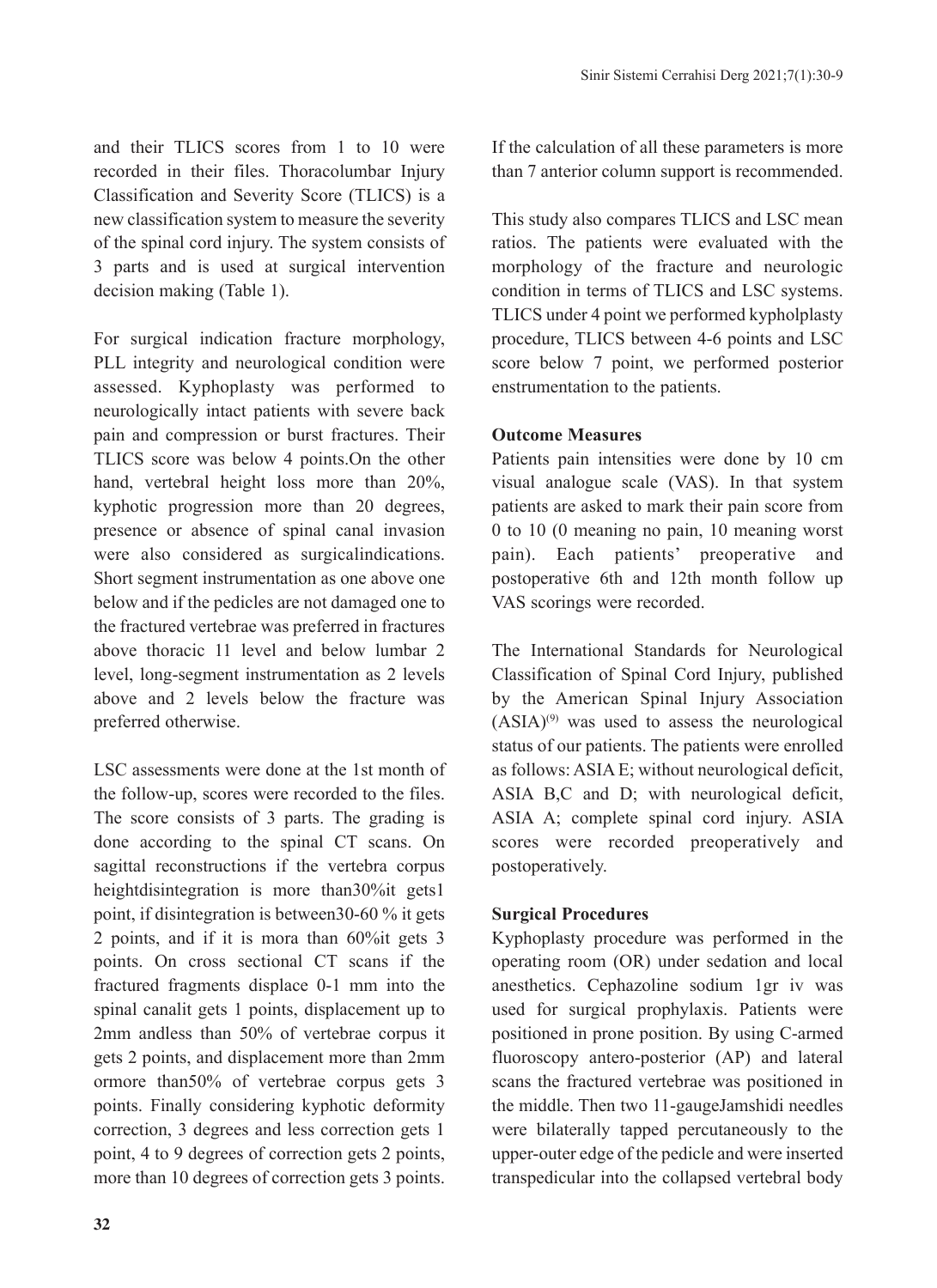and their TLICS scores from 1 to 10 were recorded in their files. Thoracolumbar Injury Classification and Severity Score (TLICS) is a new classification system to measure the severity of the spinal cord injury. The system consists of 3 parts and is used at surgical intervention decision making (Table 1).

For surgical indication fracture morphology, PLL integrity and neurological condition were assessed. Kyphoplasty was performed to neurologically intact patients with severe back pain and compression or burst fractures. Their TLICS score was below 4 points.On the other hand, vertebral height loss more than 20%, kyphotic progression more than 20 degrees, presence or absence of spinal canal invasion were also considered as surgicalindications. Short segment instrumentation as one above one below and if the pedicles are not damaged one to the fractured vertebrae was preferred in fractures above thoracic 11 level and below lumbar 2 level, long-segment instrumentation as 2 levels above and 2 levels below the fracture was preferred otherwise.

LSC assessments were done at the 1st month of the follow-up, scores were recorded to the files. The score consists of 3 parts. The grading is done according to the spinal CT scans. On sagittal reconstructions if the vertebra corpus heightdisintegration is more than30%it gets1 point, if disintegration is between30-60 % it gets 2 points, and if it is mora than 60%it gets 3 points. On cross sectional CT scans if the fractured fragments displace 0-1 mm into the spinal canalit gets 1 points, displacement up to 2mm andless than 50% of vertebrae corpus it gets 2 points, and displacement more than 2mm ormore than50% of vertebrae corpus gets 3 points. Finally considering kyphotic deformity correction, 3 degrees and less correction gets 1 point, 4 to 9 degrees of correction gets 2 points, more than 10 degrees of correction gets 3 points. If the calculation of all these parameters is more than 7 anterior column support is recommended.

This study also compares TLICS and LSC mean ratios. The patients were evaluated with the morphology of the fracture and neurologic condition in terms of TLICS and LSC systems. TLICS under 4 point we performed kypholplasty procedure, TLICS between 4-6 points and LSC score below 7 point, we performed posterior enstrumentation to the patients.

**Outcome Measures**

Patients pain intensities were done by 10 cm visual analogue scale (VAS). In that system patients are asked to mark their pain score from 0 to 10 (0 meaning no pain, 10 meaning worst pain). Each patients' preoperative and postoperative 6th and 12th month follow up VAS scorings were recorded.

The International Standards for Neurological Classification of Spinal Cord Injury, published by the American Spinal Injury Association (ASIA)[9] was used to assess the neurological status of our patients. The patients were enrolled as follows: ASIA E; without neurological deficit, ASIA B,C and D; with neurological deficit, ASIA A; complete spinal cord injury. ASIA scores were recorded preoperatively and postoperatively.

**Surgical Procedures**

Kyphoplasty procedure was performed in the operating room (OR) under sedation and local anesthetics. Cephazoline sodium 1gr iv was used for surgical prophylaxis. Patients were positioned in prone position. By using C-armed fluoroscopy antero-posterior (AP) and lateral scans the fractured vertebrae was positioned in the middle. Then two 11-gaugeJamshidi needles were bilaterally tapped percutaneously to the upper-outer edge of the pedicle and were inserted transpedicular into the collapsed vertebral body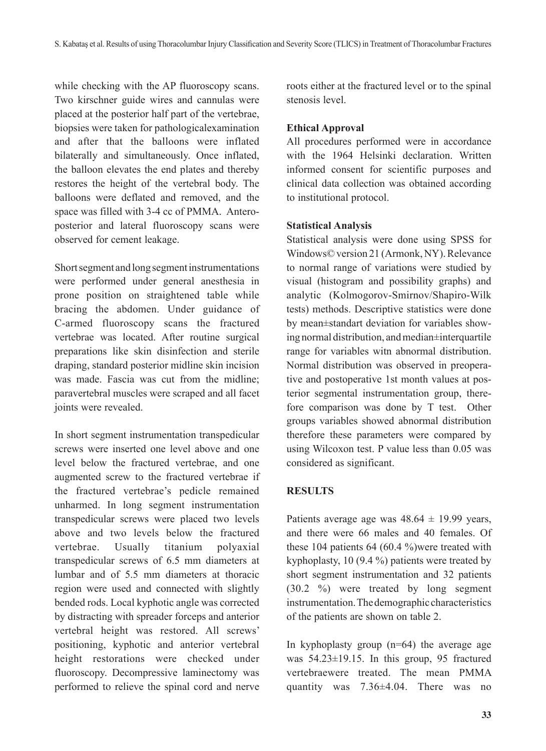while checking with the AP fluoroscopy scans. Two kirschner guide wires and cannulas were placed at the posterior half part of the vertebrae, biopsies were taken for pathologicalexamination and after that the balloons were inflated bilaterally and simultaneously. Once inflated, the balloon elevates the end plates and thereby restores the height of the vertebral body. The balloons were deflated and removed, and the space was filled with 3-4 cc of PMMA. Antero-posterior and lateral fluoroscopy scans were observed for cement leakage.

Short segment and long segment instrumentations were performed under general anesthesia in prone position on straightened table while bracing the abdomen. Under guidance of C-armed fluoroscopy scans the fractured vertebrae was located. After routine surgical preparations like skin disinfection and sterile draping, standard posterior midline skin incision was made. Fascia was cut from the midline; paravertebral muscles were scraped and all facet joints were revealed.

In short segment instrumentation transpedicular screws were inserted one level above and one level below the fractured vertebrae, and one augmented screw to the fractured vertebrae if the fractured vertebrae's pedicle remained unharmed. In long segment instrumentation transpedicular screws were placed two levels above and two levels below the fractured vertebrae. Usually titanium polyaxial transpedicular screws of 6.5 mm diameters at lumbar and of 5.5 mm diameters at thoracic region were used and connected with slightly bended rods. Local kyphotic angle was corrected by distracting with spreader forceps and anterior vertebral height was restored. All screws' positioning, kyphotic and anterior vertebral height restorations were checked under fluoroscopy. Decompressive laminectomy was performed to relieve the spinal cord and nerve roots either at the fractured level or to the spinal stenosis level.

**Ethical Approval**

All procedures performed were in accordance with the 1964 Helsinki declaration. Written informed consent for scientific purposes and clinical data collection was obtained according to institutional protocol.

**Statistical Analysis**

Statistical analysis were done using SPSS for Windows© version 21 (Armonk, NY). Relevance to normal range of variations were studied by visual (histogram and possibility graphs) and analytic (Kolmogorov-Smirnov/Shapiro-Wilk tests) methods. Descriptive statistics were done by mean±standart deviation for variables showing normal distribution, and median±interquartile range for variables witn abnormal distribution. Normal distribution was observed in preoperative and postoperative 1st month values at posterior segmental instrumentation group, therefore comparison was done by T test. Other groups variables showed abnormal distribution therefore these parameters were compared by using Wilcoxon test. P value less than 0.05 was considered as significant.

## RESULTS

Patients average age was $48.64 \pm 19.99$ years, and there were 66 males and 40 females. Of these 104 patients 64 (60.4 %)were treated with kyphoplasty, 10 (9.4 %) patients were treated by short segment instrumentation and 32 patients (30.2 %) were treated by long segment instrumentation. The demographic characteristics of the patients are shown on table 2.

In kyphoplasty group (n=64) the average age was $54.23 \pm 19.15$. In this group, 95 fractured vertebraewere treated. The mean PMMA quantity was $7.36 \pm 4.04$. There was no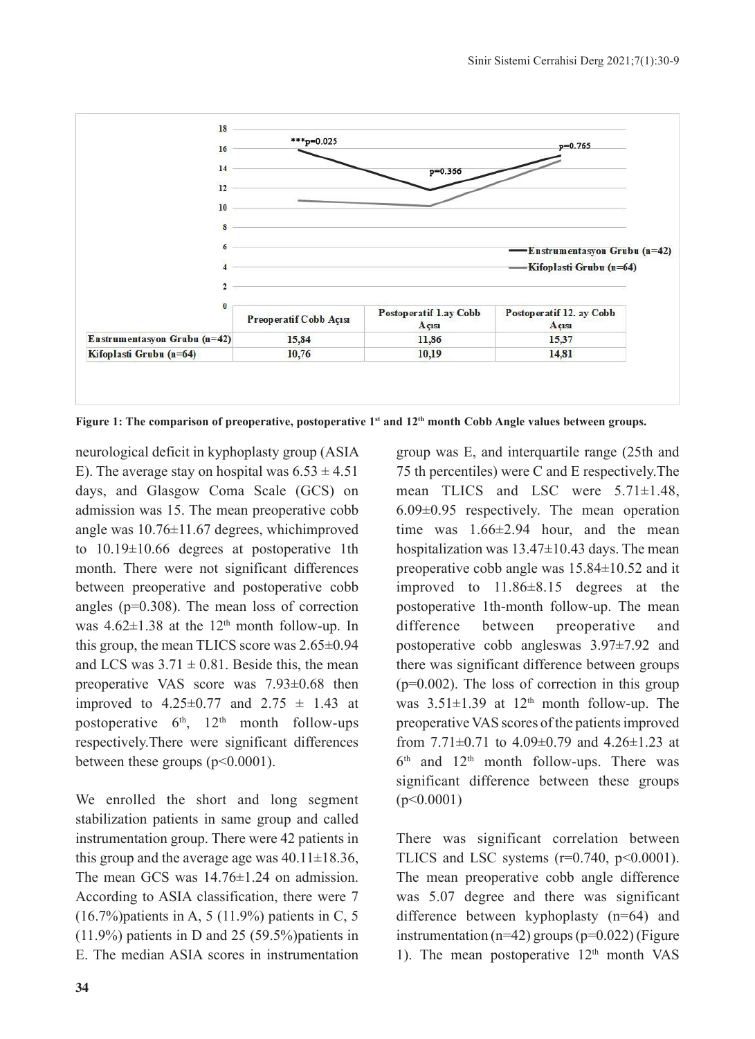***p=0.025

p=0.366

p=0.765

18
16
14
12
10
8
6
4
2
0

Enstrumentasyon Grubu (n=42)

Kifoplasti Grubu (n=64)

| | Preoperatif Cobb Açısı | Postoperatif 1.ay Cobb Açısı | Postoperatif 12. ay Cobb Açısı |
|---|---|---|---|
| Enstrumentasyon Grubu (n=42) | 15,84 | 11,86 | 15,37 |
| Kifoplasti Grubu (n=64) | 10,76 | 10,19 | 14,81 |

**Figure 1: The comparison of preoperative, postoperative 1st and 12th month Cobb Angle values between groups.**

neurological deficit in kyphoplasty group (ASIA E). The average stay on hospital was 6.53 ± 4.51 days, and Glasgow Coma Scale (GCS) on admission was 15. The mean preoperative cobb angle was 10.76±11.67 degrees, whichimproved to 10.19±10.66 degrees at postoperative 1th month. There were not significant differences between preoperative and postoperative cobb angles (p=0.308). The mean loss of correction was 4.62±1.38 at the 12th month follow-up. In this group, the mean TLICS score was 2.65±0.94 and LCS was 3.71 ± 0.81. Beside this, the mean preoperative VAS score was 7.93±0.68 then improved to 4.25±0.77 and 2.75 ± 1.43 at postoperative 6th, 12th month follow-ups respectively.There were significant differences between these groups (p<0.0001).

We enrolled the short and long segment stabilization patients in same group and called instrumentation group. There were 42 patients in this group and the average age was 40.11±18.36, The mean GCS was 14.76±1.24 on admission. According to ASIA classification, there were 7 (16.7%)patients in A, 5 (11.9%) patients in C, 5 (11.9%) patients in D and 25 (59.5%)patients in E. The median ASIA scores in instrumentation group was E, and interquartile range (25th and 75 th percentiles) were C and E respectively.The mean TLICS and LSC were 5.71±1.48, 6.09±0.95 respectively. The mean operation time was 1.66±2.94 hour, and the mean hospitalization was 13.47±10.43 days. The mean preoperative cobb angle was 15.84±10.52 and it improved to 11.86±8.15 degrees at the postoperative 1th-month follow-up. The mean difference between preoperative and postoperative cobb angleswas 3.97±7.92 and there was significant difference between groups (p=0.002). The loss of correction in this group was 3.51±1.39 at 12th month follow-up. The preoperative VAS scores of the patients improved from 7.71±0.71 to 4.09±0.79 and 4.26±1.23 at 6th and 12th month follow-ups. There was significant difference between these groups (p<0.0001)

There was significant correlation between TLICS and LSC systems (r=0.740, p<0.0001). The mean preoperative cobb angle difference was 5.07 degree and there was significant difference between kyphoplasty (n=64) and instrumentation (n=42) groups (p=0.022) (Figure 1). The mean postoperative 12th month VAS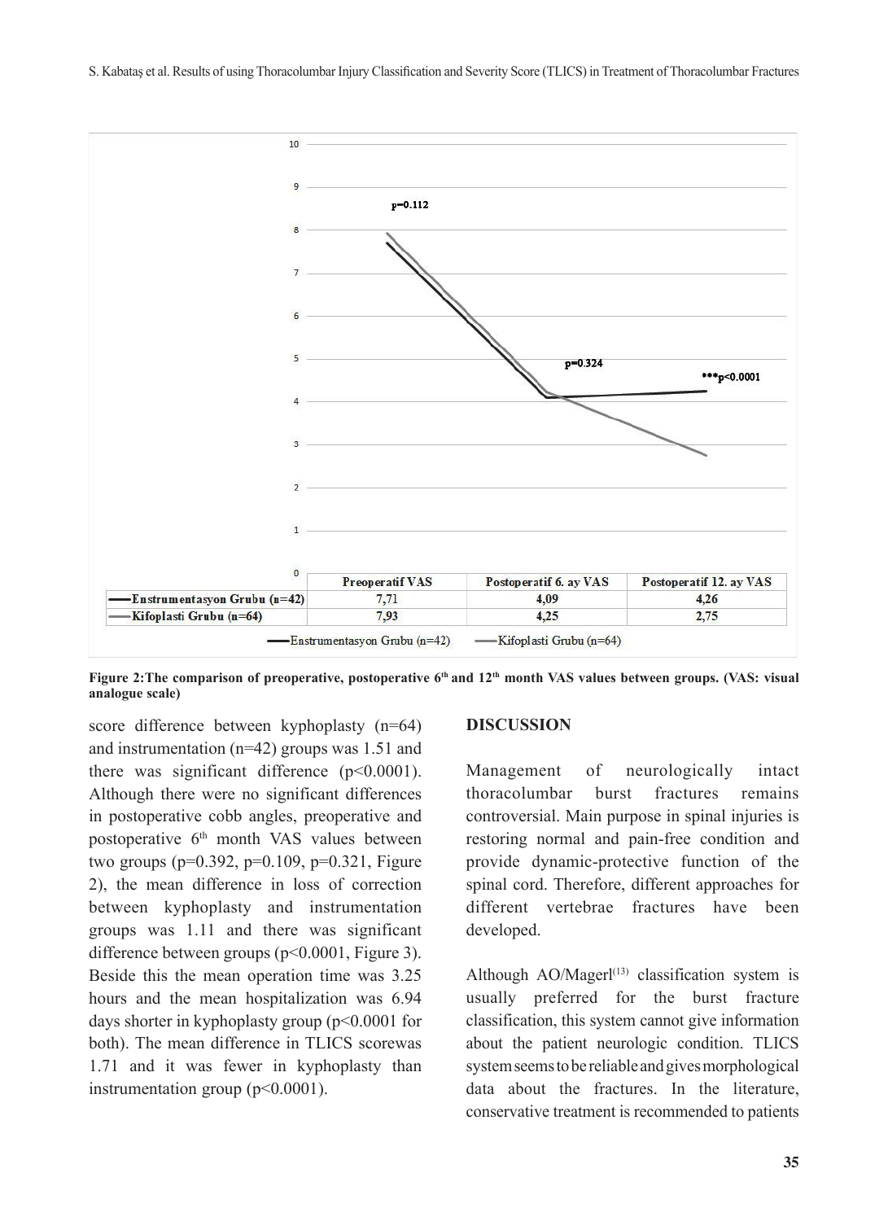10

9

p=0.112

8

7

6

5

p=0.324

***p<0.0001

4

3

2

1

0

Preoperatif VAS

Postoperatif 6. ay VAS

Postoperatif 12. ay VAS

Enstrumentasyon Grubu (n=42) 7,71 4,09 4,26

Kifoplasti Grubu (n=64) 7,93 4,25 2,75

Enstrumentasyon Grubu (n=42) Kifoplasti Grubu (n=64)

**Figure 2:The comparison of preoperative, postoperative 6th and 12th month VAS values between groups. (VAS: visual analogue scale)**

score difference between kyphoplasty (n=64) and instrumentation (n=42) groups was 1.51 and there was significant difference ($p<0.0001$). Although there were no significant differences in postoperative cobb angles, preoperative and postoperative 6th month VAS values between two groups ($p=0.392$, $p=0.109$, $p=0.321$, Figure 2), the mean difference in loss of correction between kyphoplasty and instrumentation groups was 1.11 and there was significant difference between groups ($p<0.0001$, Figure 3). Beside this the mean operation time was 3.25 hours and the mean hospitalization was 6.94 days shorter in kyphoplasty group ($p<0.0001$ for both). The mean difference in TLICS scorewas 1.71 and it was fewer in kyphoplasty than instrumentation group ($p<0.0001$).

## DISCUSSION

Management of neurologically intact thoracolumbar burst fractures remains controversial. Main purpose in spinal injuries is restoring normal and pain-free condition and provide dynamic-protective function of the spinal cord. Therefore, different approaches for different vertebrae fractures have been developed.

Although AO/Magerl[13] classification system is usually preferred for the burst fracture classification, this system cannot give information about the patient neurologic condition. TLICS system seems to be reliable and gives morphological data about the fractures. In the literature, conservative treatment is recommended to patients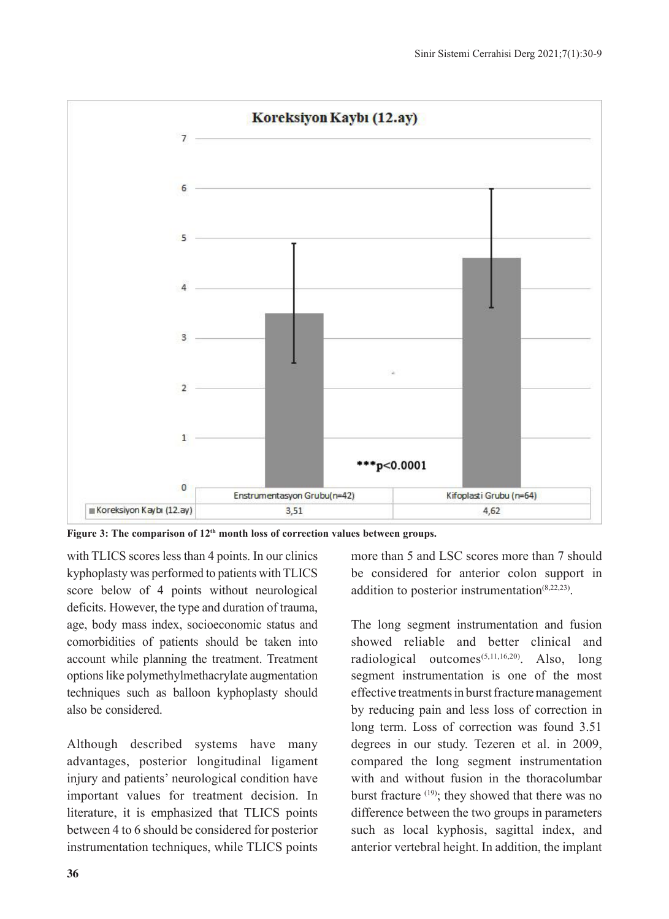Koreksiyon Kaybı (12.ay)

7
6
5
4
3
2
1
0

***p<0.0001

Enstrumentasyon Grubu(n=42)
Kifoplasti Grubu (n=64)

Koreksiyon Kaybı (12.ay)
3,51
4,62

**Figure 3: The comparison of 12th month loss of correction values between groups.**

with TLICS scores less than 4 points. In our clinics kyphoplasty was performed to patients with TLICS score below of 4 points without neurological deficits. However, the type and duration of trauma, age, body mass index, socioeconomic status and comorbidities of patients should be taken into account while planning the treatment. Treatment options like polymethylmethacrylate augmentation techniques such as balloon kyphoplasty should also be considered.

Although described systems have many advantages, posterior longitudinal ligament injury and patients' neurological condition have important values for treatment decision. In literature, it is emphasized that TLICS points between 4 to 6 should be considered for posterior instrumentation techniques, while TLICS points more than 5 and LSC scores more than 7 should be considered for anterior colon support in addition to posterior instrumentation[8,22,23].

The long segment instrumentation and fusion showed reliable and better clinical and radiological outcomes[5,11,16,20]. Also, long segment instrumentation is one of the most effective treatments in burst fracture management by reducing pain and less loss of correction in long term. Loss of correction was found 3.51 degrees in our study. Tezeren et al. in 2009, compared the long segment instrumentation with and without fusion in the thoracolumbar burst fracture [19]; they showed that there was no difference between the two groups in parameters such as local kyphosis, sagittal index, and anterior vertebral height. In addition, the implant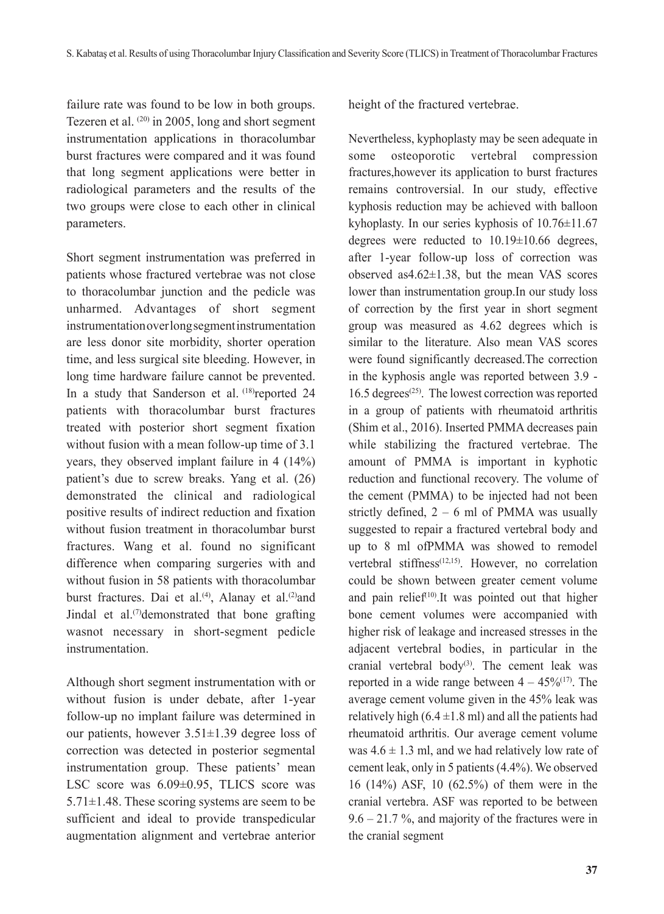failure rate was found to be low in both groups. Tezeren et al. [20] in 2005, long and short segment instrumentation applications in thoracolumbar burst fractures were compared and it was found that long segment applications were better in radiological parameters and the results of the two groups were close to each other in clinical parameters.

Short segment instrumentation was preferred in patients whose fractured vertebrae was not close to thoracolumbar junction and the pedicle was unharmed. Advantages of short segment instrumentation over long segment instrumentation are less donor site morbidity, shorter operation time, and less surgical site bleeding. However, in long time hardware failure cannot be prevented. In a study that Sanderson et al. [18]reported 24 patients with thoracolumbar burst fractures treated with posterior short segment fixation without fusion with a mean follow-up time of 3.1 years, they observed implant failure in 4 (14%) patient's due to screw breaks. Yang et al. (26) demonstrated the clinical and radiological positive results of indirect reduction and fixation without fusion treatment in thoracolumbar burst fractures. Wang et al. found no significant difference when comparing surgeries with and without fusion in 58 patients with thoracolumbar burst fractures. Dai et al.[4], Alanay et al.[2]and Jindal et al.[7]demonstrated that bone grafting wasnot necessary in short-segment pedicle instrumentation.

Although short segment instrumentation with or without fusion is under debate, after 1-year follow-up no implant failure was determined in our patients, however 3.51±1.39 degree loss of correction was detected in posterior segmental instrumentation group. These patients' mean LSC score was 6.09±0.95, TLICS score was 5.71±1.48. These scoring systems are seem to be sufficient and ideal to provide transpedicular augmentation alignment and vertebrae anterior height of the fractured vertebrae.

Nevertheless, kyphoplasty may be seen adequate in some osteoporotic vertebral compression fractures,however its application to burst fractures remains controversial. In our study, effective kyphosis reduction may be achieved with balloon kyhoplasty. In our series kyphosis of 10.76±11.67 degrees were reducted to 10.19±10.66 degrees, after 1-year follow-up loss of correction was observed as4.62±1.38, but the mean VAS scores lower than instrumentation group.In our study loss of correction by the first year in short segment group was measured as 4.62 degrees which is similar to the literature. Also mean VAS scores were found significantly decreased.The correction in the kyphosis angle was reported between 3.9 - 16.5 degrees[25]. The lowest correction was reported in a group of patients with rheumatoid arthritis (Shim et al., 2016). Inserted PMMA decreases pain while stabilizing the fractured vertebrae. The amount of PMMA is important in kyphotic reduction and functional recovery. The volume of the cement (PMMA) to be injected had not been strictly defined, 2 – 6 ml of PMMA was usually suggested to repair a fractured vertebral body and up to 8 ml ofPMMA was showed to remodel vertebral stiffness[12,15]. However, no correlation could be shown between greater cement volume and pain relief[10].It was pointed out that higher bone cement volumes were accompanied with higher risk of leakage and increased stresses in the adjacent vertebral bodies, in particular in the cranial vertebral body[3]. The cement leak was reported in a wide range between 4 – 45%[17]. The average cement volume given in the 45% leak was relatively high (6.4 ±1.8 ml) and all the patients had rheumatoid arthritis. Our average cement volume was 4.6 ± 1.3 ml, and we had relatively low rate of cement leak, only in 5 patients (4.4%). We observed 16 (14%) ASF, 10 (62.5%) of them were in the cranial vertebra. ASF was reported to be between 9.6 – 21.7 %, and majority of the fractures were in the cranial segment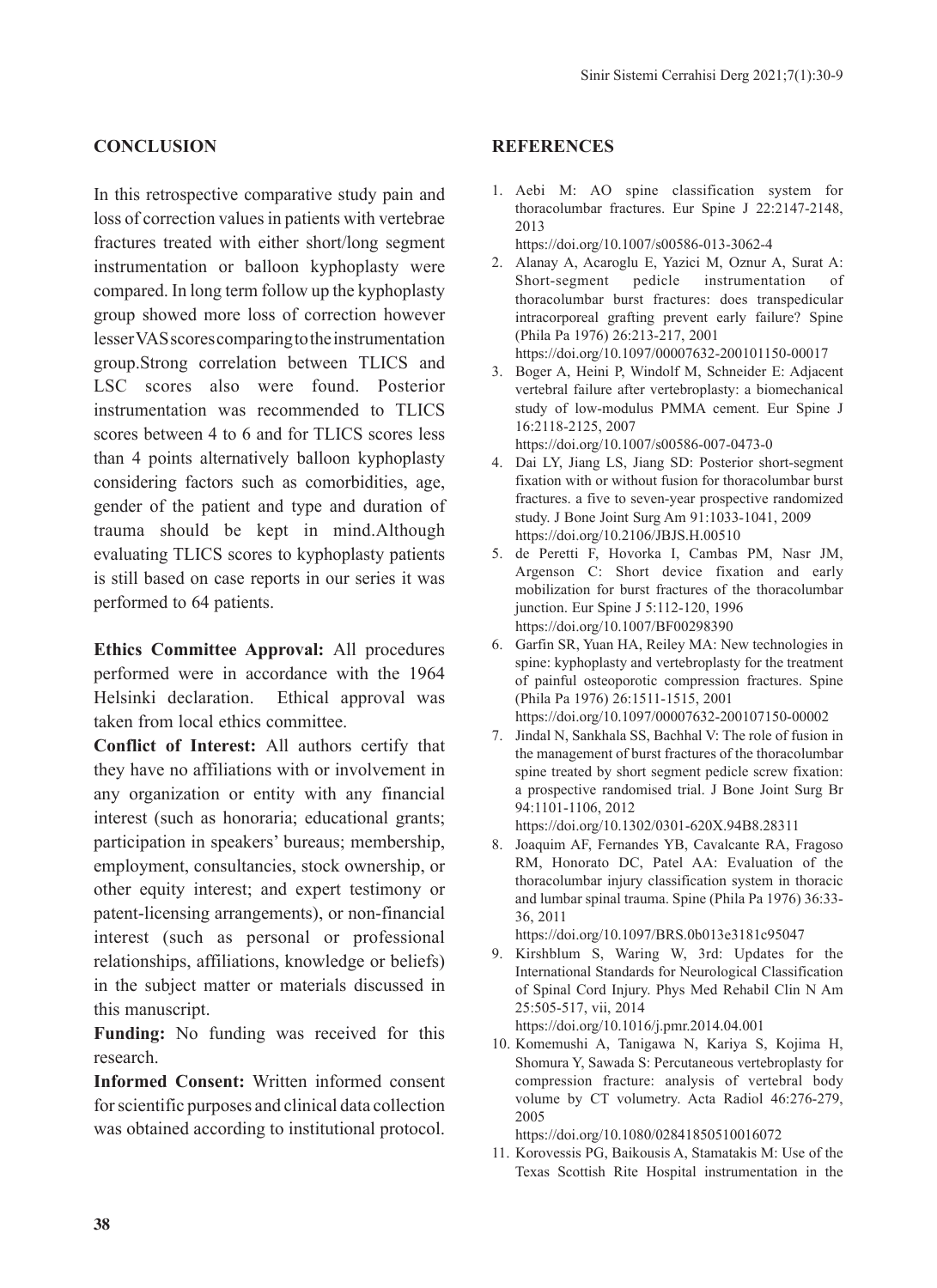## CONCLUSION

In this retrospective comparative study pain and loss of correction values in patients with vertebrae fractures treated with either short/long segment instrumentation or balloon kyphoplasty were compared. In long term follow up the kyphoplasty group showed more loss of correction however lesser VAS scores comparing to the instrumentation group.Strong correlation between TLICS and LSC scores also were found. Posterior instrumentation was recommended to TLICS scores between 4 to 6 and for TLICS scores less than 4 points alternatively balloon kyphoplasty considering factors such as comorbidities, age, gender of the patient and type and duration of trauma should be kept in mind.Although evaluating TLICS scores to kyphoplasty patients is still based on case reports in our series it was performed to 64 patients.

**Ethics Committee Approval:** All procedures performed were in accordance with the 1964 Helsinki declaration. Ethical approval was taken from local ethics committee.

**Conflict of Interest:** All authors certify that they have no affiliations with or involvement in any organization or entity with any financial interest (such as honoraria; educational grants; participation in speakers' bureaus; membership, employment, consultancies, stock ownership, or other equity interest; and expert testimony or patent-licensing arrangements), or non-financial interest (such as personal or professional relationships, affiliations, knowledge or beliefs) in the subject matter or materials discussed in this manuscript.

**Funding:** No funding was received for this research.

**Informed Consent:** Written informed consent for scientific purposes and clinical data collection was obtained according to institutional protocol.

## REFERENCES

1. Aebi M: AO spine classification system for thoracolumbar fractures. Eur Spine J 22:2147-2148, 2013 https://doi.org/10.1007/s00586-013-3062-4
2. Alanay A, Acaroglu E, Yazici M, Oznur A, Surat A: Short-segment pedicle instrumentation of thoracolumbar burst fractures: does transpedicular intracorporeal grafting prevent early failure? Spine (Phila Pa 1976) 26:213-217, 2001 https://doi.org/10.1097/00007632-200101150-00017
3. Boger A, Heini P, Windolf M, Schneider E: Adjacent vertebral failure after vertebroplasty: a biomechanical study of low-modulus PMMA cement. Eur Spine J 16:2118-2125, 2007 https://doi.org/10.1007/s00586-007-0473-0
4. Dai LY, Jiang LS, Jiang SD: Posterior short-segment fixation with or without fusion for thoracolumbar burst fractures. a five to seven-year prospective randomized study. J Bone Joint Surg Am 91:1033-1041, 2009 https://doi.org/10.2106/JBJS.H.00510
5. de Peretti F, Hovorka I, Cambas PM, Nasr JM, Argenson C: Short device fixation and early mobilization for burst fractures of the thoracolumbar junction. Eur Spine J 5:112-120, 1996 https://doi.org/10.1007/BF00298390
6. Garfin SR, Yuan HA, Reiley MA: New technologies in spine: kyphoplasty and vertebroplasty for the treatment of painful osteoporotic compression fractures. Spine (Phila Pa 1976) 26:1511-1515, 2001 https://doi.org/10.1097/00007632-200107150-00002
7. Jindal N, Sankhala SS, Bachhal V: The role of fusion in the management of burst fractures of the thoracolumbar spine treated by short segment pedicle screw fixation: a prospective randomised trial. J Bone Joint Surg Br 94:1101-1106, 2012 https://doi.org/10.1302/0301-620X.94B8.28311
8. Joaquim AF, Fernandes YB, Cavalcante RA, Fragoso RM, Honorato DC, Patel AA: Evaluation of the thoracolumbar injury classification system in thoracic and lumbar spinal trauma. Spine (Phila Pa 1976) 36:33-36, 2011 https://doi.org/10.1097/BRS.0b013e3181c95047
9. Kirshblum S, Waring W, 3rd: Updates for the International Standards for Neurological Classification of Spinal Cord Injury. Phys Med Rehabil Clin N Am 25:505-517, vii, 2014 https://doi.org/10.1016/j.pmr.2014.04.001
10. Komemushi A, Tanigawa N, Kariya S, Kojima H, Shomura Y, Sawada S: Percutaneous vertebroplasty for compression fracture: analysis of vertebral body volume by CT volumetry. Acta Radiol 46:276-279, 2005 https://doi.org/10.1080/02841850510016072
11. Korovessis PG, Baikousis A, Stamatakis M: Use of the Texas Scottish Rite Hospital instrumentation in the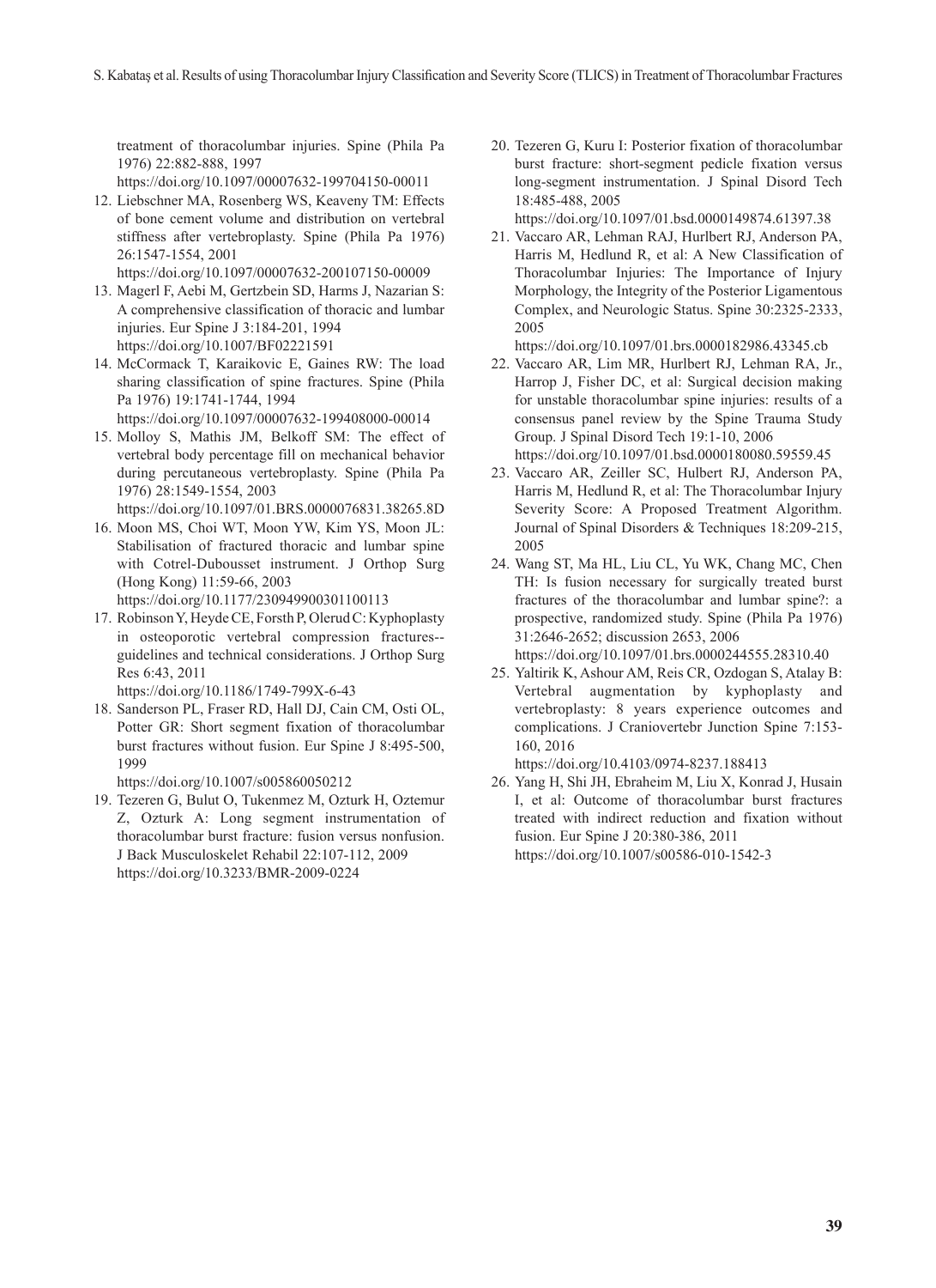treatment of thoracolumbar injuries. Spine (Phila Pa 1976) 22:882-888, 1997
https://doi.org/10.1097/00007632-199704150-00011

12. Liebschner MA, Rosenberg WS, Keaveny TM: Effects of bone cement volume and distribution on vertebral stiffness after vertebroplasty. Spine (Phila Pa 1976) 26:1547-1554, 2001
https://doi.org/10.1097/00007632-200107150-00009
13. Magerl F, Aebi M, Gertzbein SD, Harms J, Nazarian S: A comprehensive classification of thoracic and lumbar injuries. Eur Spine J 3:184-201, 1994
https://doi.org/10.1007/BF02221591
14. McCormack T, Karaikovic E, Gaines RW: The load sharing classification of spine fractures. Spine (Phila Pa 1976) 19:1741-1744, 1994
https://doi.org/10.1097/00007632-199408000-00014
15. Molloy S, Mathis JM, Belkoff SM: The effect of vertebral body percentage fill on mechanical behavior during percutaneous vertebroplasty. Spine (Phila Pa 1976) 28:1549-1554, 2003
https://doi.org/10.1097/01.BRS.0000076831.38265.8D
16. Moon MS, Choi WT, Moon YW, Kim YS, Moon JL: Stabilisation of fractured thoracic and lumbar spine with Cotrel-Dubousset instrument. J Orthop Surg (Hong Kong) 11:59-66, 2003
https://doi.org/10.1177/230949900301100113
17. Robinson Y, Heyde CE, Forsth P, Olerud C: Kyphoplasty in osteoporotic vertebral compression fractures--guidelines and technical considerations. J Orthop Surg Res 6:43, 2011
https://doi.org/10.1186/1749-799X-6-43
18. Sanderson PL, Fraser RD, Hall DJ, Cain CM, Osti OL, Potter GR: Short segment fixation of thoracolumbar burst fractures without fusion. Eur Spine J 8:495-500, 1999
https://doi.org/10.1007/s005860050212
19. Tezeren G, Bulut O, Tukenmez M, Ozturk H, Oztemur Z, Ozturk A: Long segment instrumentation of thoracolumbar burst fracture: fusion versus nonfusion. J Back Musculoskelet Rehabil 22:107-112, 2009
https://doi.org/10.3233/BMR-2009-0224
20. Tezeren G, Kuru I: Posterior fixation of thoracolumbar burst fracture: short-segment pedicle fixation versus long-segment instrumentation. J Spinal Disord Tech 18:485-488, 2005
https://doi.org/10.1097/01.bsd.0000149874.61397.38
21. Vaccaro AR, Lehman RAJ, Hurlbert RJ, Anderson PA, Harris M, Hedlund R, et al: A New Classification of Thoracolumbar Injuries: The Importance of Injury Morphology, the Integrity of the Posterior Ligamentous Complex, and Neurologic Status. Spine 30:2325-2333, 2005
https://doi.org/10.1097/01.brs.0000182986.43345.cb
22. Vaccaro AR, Lim MR, Hurlbert RJ, Lehman RA, Jr., Harrop J, Fisher DC, et al: Surgical decision making for unstable thoracolumbar spine injuries: results of a consensus panel review by the Spine Trauma Study Group. J Spinal Disord Tech 19:1-10, 2006
https://doi.org/10.1097/01.bsd.0000180080.59559.45
23. Vaccaro AR, Zeiller SC, Hulbert RJ, Anderson PA, Harris M, Hedlund R, et al: The Thoracolumbar Injury Severity Score: A Proposed Treatment Algorithm. Journal of Spinal Disorders & Techniques 18:209-215, 2005
24. Wang ST, Ma HL, Liu CL, Yu WK, Chang MC, Chen TH: Is fusion necessary for surgically treated burst fractures of the thoracolumbar and lumbar spine?: a prospective, randomized study. Spine (Phila Pa 1976) 31:2646-2652; discussion 2653, 2006
https://doi.org/10.1097/01.brs.0000244555.28310.40
25. Yaltirik K, Ashour AM, Reis CR, Ozdogan S, Atalay B: Vertebral augmentation by kyphoplasty and vertebroplasty: 8 years experience outcomes and complications. J Craniovertebr Junction Spine 7:153-160, 2016
https://doi.org/10.4103/0974-8237.188413
26. Yang H, Shi JH, Ebraheim M, Liu X, Konrad J, Husain I, et al: Outcome of thoracolumbar burst fractures treated with indirect reduction and fixation without fusion. Eur Spine J 20:380-386, 2011
https://doi.org/10.1007/s00586-010-1542-3